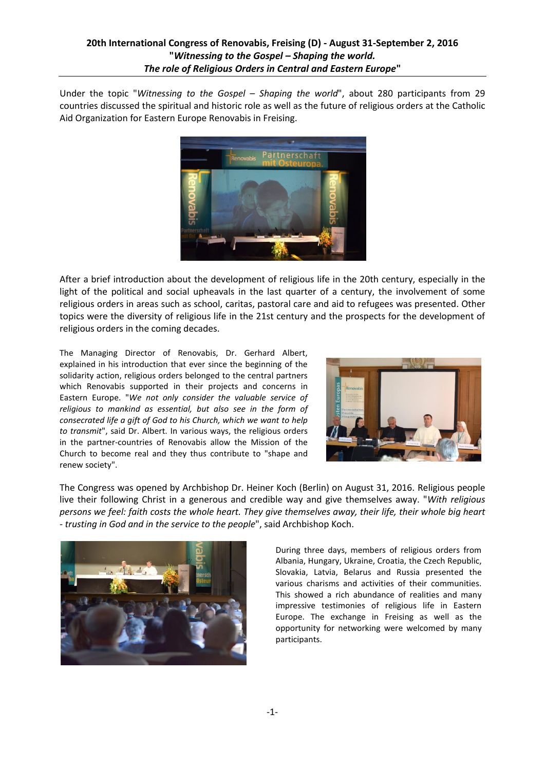# 20th International Congress of Renovabis, Freising (D) - August 31-September 2, 2016
## "*Witnessing to the Gospel – Shaping the world. The role of Religious Orders in Central and Eastern Europe*"

Under the topic "*Witnessing to the Gospel – Shaping the world*", about 280 participants from 29 countries discussed the spiritual and historic role as well as the future of religious orders at the Catholic Aid Organization for Eastern Europe Renovabis in Freising.

After a brief introduction about the development of religious life in the 20th century, especially in the light of the political and social upheavals in the last quarter of a century, the involvement of some religious orders in areas such as school, caritas, pastoral care and aid to refugees was presented. Other topics were the diversity of religious life in the 21st century and the prospects for the development of religious orders in the coming decades.

The Managing Director of Renovabis, Dr. Gerhard Albert, explained in his introduction that ever since the beginning of the solidarity action, religious orders belonged to the central partners which Renovabis supported in their projects and concerns in Eastern Europe. "*We not only consider the valuable service of religious to mankind as essential, but also see in the form of consecrated life a gift of God to his Church, which we want to help to transmit*", said Dr. Albert. In various ways, the religious orders in the partner-countries of Renovabis allow the Mission of the Church to become real and they thus contribute to "shape and renew society".

The Congress was opened by Archbishop Dr. Heiner Koch (Berlin) on August 31, 2016. Religious people live their following Christ in a generous and credible way and give themselves away. "*With religious persons we feel: faith costs the whole heart. They give themselves away, their life, their whole big heart - trusting in God and in the service to the people*", said Archbishop Koch.

During three days, members of religious orders from Albania, Hungary, Ukraine, Croatia, the Czech Republic, Slovakia, Latvia, Belarus and Russia presented the various charisms and activities of their communities. This showed a rich abundance of realities and many impressive testimonies of religious life in Eastern Europe. The exchange in Freising as well as the opportunity for networking were welcomed by many participants.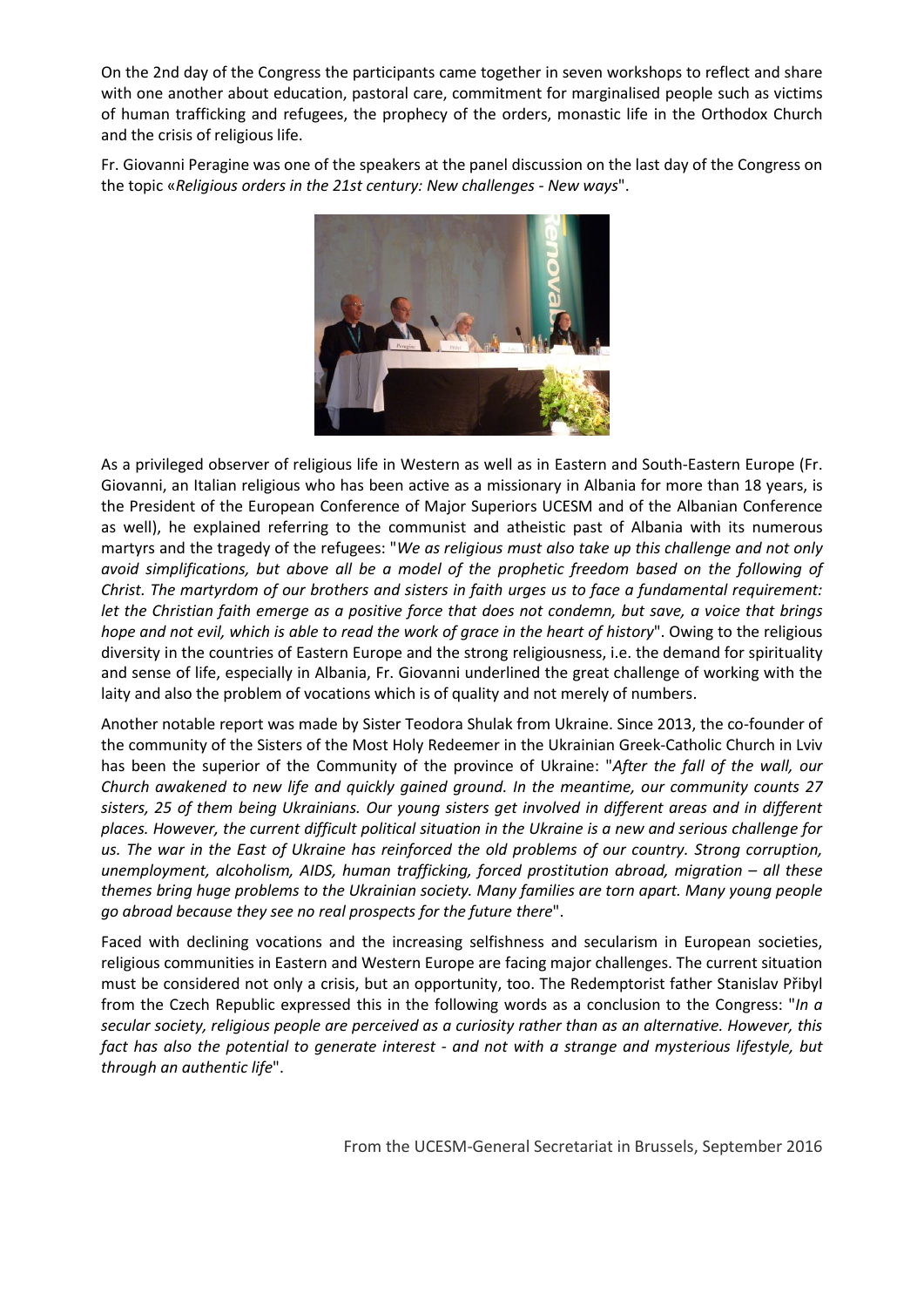On the 2nd day of the Congress the participants came together in seven workshops to reflect and share with one another about education, pastoral care, commitment for marginalised people such as victims of human trafficking and refugees, the prophecy of the orders, monastic life in the Orthodox Church and the crisis of religious life.

Fr. Giovanni Peragine was one of the speakers at the panel discussion on the last day of the Congress on the topic «*Religious orders in the 21st century: New challenges - New ways*".

As a privileged observer of religious life in Western as well as in Eastern and South-Eastern Europe (Fr. Giovanni, an Italian religious who has been active as a missionary in Albania for more than 18 years, is the President of the European Conference of Major Superiors UCESM and of the Albanian Conference as well), he explained referring to the communist and atheistic past of Albania with its numerous martyrs and the tragedy of the refugees: "*We as religious must also take up this challenge and not only avoid simplifications, but above all be a model of the prophetic freedom based on the following of Christ. The martyrdom of our brothers and sisters in faith urges us to face a fundamental requirement: let the Christian faith emerge as a positive force that does not condemn, but save, a voice that brings hope and not evil, which is able to read the work of grace in the heart of history*". Owing to the religious diversity in the countries of Eastern Europe and the strong religiousness, i.e. the demand for spirituality and sense of life, especially in Albania, Fr. Giovanni underlined the great challenge of working with the laity and also the problem of vocations which is of quality and not merely of numbers.

Another notable report was made by Sister Teodora Shulak from Ukraine. Since 2013, the co-founder of the community of the Sisters of the Most Holy Redeemer in the Ukrainian Greek-Catholic Church in Lviv has been the superior of the Community of the province of Ukraine: "*After the fall of the wall, our Church awakened to new life and quickly gained ground. In the meantime, our community counts 27 sisters, 25 of them being Ukrainians. Our young sisters get involved in different areas and in different places. However, the current difficult political situation in the Ukraine is a new and serious challenge for us. The war in the East of Ukraine has reinforced the old problems of our country. Strong corruption, unemployment, alcoholism, AIDS, human trafficking, forced prostitution abroad, migration – all these themes bring huge problems to the Ukrainian society. Many families are torn apart. Many young people go abroad because they see no real prospects for the future there*".

Faced with declining vocations and the increasing selfishness and secularism in European societies, religious communities in Eastern and Western Europe are facing major challenges. The current situation must be considered not only a crisis, but an opportunity, too. The Redemptorist father Stanislav Přibyl from the Czech Republic expressed this in the following words as a conclusion to the Congress: "*In a secular society, religious people are perceived as a curiosity rather than as an alternative. However, this fact has also the potential to generate interest - and not with a strange and mysterious lifestyle, but through an authentic life*".

From the UCESM-General Secretariat in Brussels, September 2016